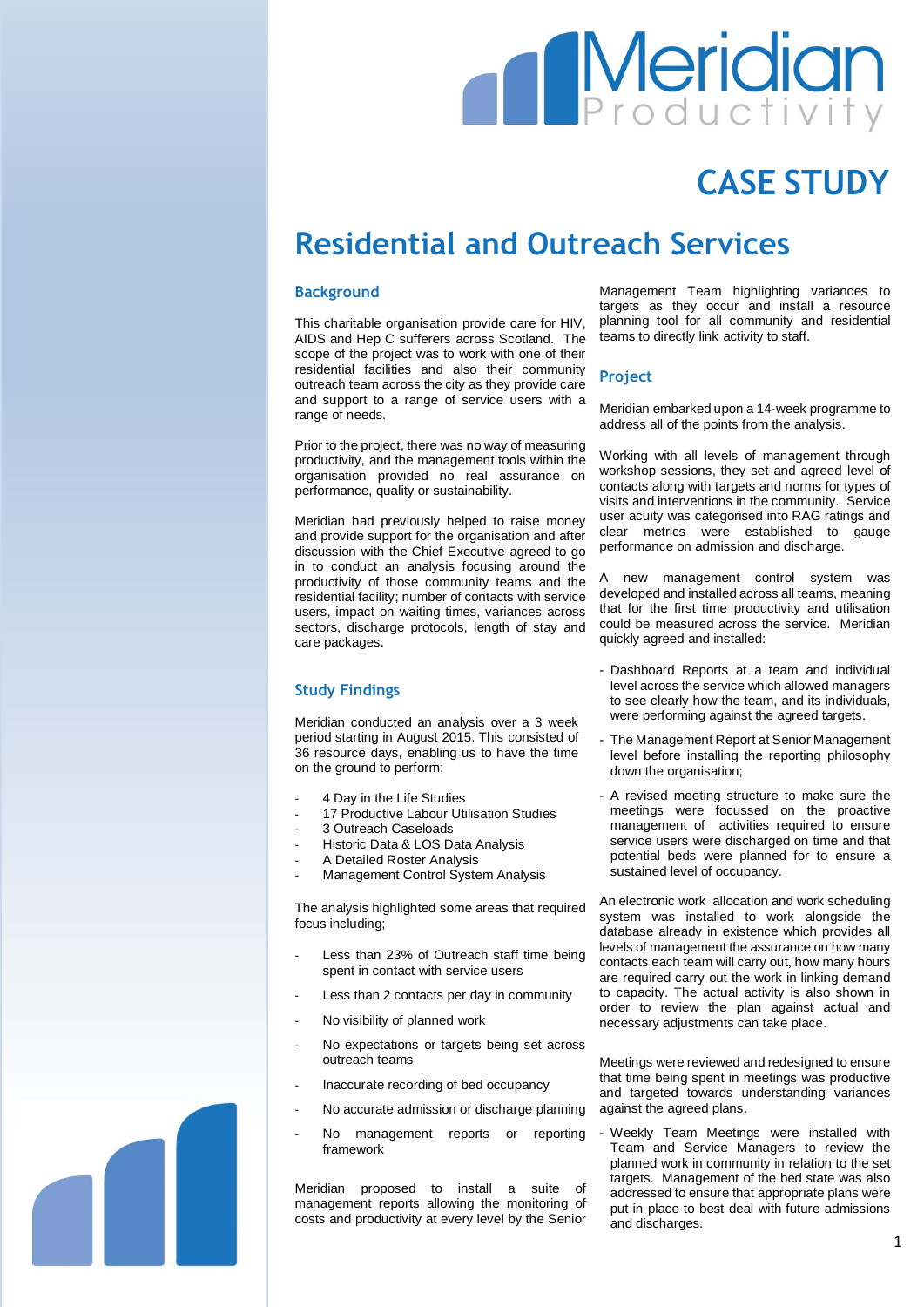# CASE STUDY

# Residential and Outreach Services

## Background

This charitable organisation provide care for HIV, AIDS and Hep C sufferers across Scotland. The scope of the project was to work with one of their residential facilities and also their community outreach team across the city as they provide care and support to a range of service users with a range of needs.

Prior to the project, there was no way of measuring productivity, and the management tools within the organisation provided no real assurance on performance, quality or sustainability.

Meridian had previously helped to raise money and provide support for the organisation and after discussion with the Chief Executive agreed to go in to conduct an analysis focusing around the productivity of those community teams and the residential facility; number of contacts with service users, impact on waiting times, variances across sectors, discharge protocols, length of stay and care packages.

## Study Findings

Meridian conducted an analysis over a 3 week period starting in August 2015. This consisted of 36 resource days, enabling us to have the time on the ground to perform:

- 4 Day in the Life Studies
- 17 Productive Labour Utilisation Studies
- 3 Outreach Caseloads
- Historic Data & LOS Data Analysis
- A Detailed Roster Analysis
- Management Control System Analysis

The analysis highlighted some areas that required focus including;

- Less than 23% of Outreach staff time being spent in contact with service users
- Less than 2 contacts per day in community
- No visibility of planned work
- No expectations or targets being set across outreach teams
- Inaccurate recording of bed occupancy
- No accurate admission or discharge planning
- No management reports or reporting framework

Meridian proposed to install a suite of management reports allowing the monitoring of costs and productivity at every level by the Senior Management Team highlighting variances to targets as they occur and install a resource planning tool for all community and residential teams to directly link activity to staff.

## Project

Meridian embarked upon a 14-week programme to address all of the points from the analysis.

Working with all levels of management through workshop sessions, they set and agreed level of contacts along with targets and norms for types of visits and interventions in the community. Service user acuity was categorised into RAG ratings and clear metrics were established to gauge performance on admission and discharge.

A new management control system was developed and installed across all teams, meaning that for the first time productivity and utilisation could be measured across the service. Meridian quickly agreed and installed:

- Dashboard Reports at a team and individual level across the service which allowed managers to see clearly how the team, and its individuals, were performing against the agreed targets.
- The Management Report at Senior Management level before installing the reporting philosophy down the organisation;
- A revised meeting structure to make sure the meetings were focussed on the proactive management of activities required to ensure service users were discharged on time and that potential beds were planned for to ensure a sustained level of occupancy.

An electronic work allocation and work scheduling system was installed to work alongside the database already in existence which provides all levels of management the assurance on how many contacts each team will carry out, how many hours are required carry out the work in linking demand to capacity. The actual activity is also shown in order to review the plan against actual and necessary adjustments can take place.

Meetings were reviewed and redesigned to ensure that time being spent in meetings was productive and targeted towards understanding variances against the agreed plans.

- Weekly Team Meetings were installed with Team and Service Managers to review the planned work in community in relation to the set targets. Management of the bed state was also addressed to ensure that appropriate plans were put in place to best deal with future admissions and discharges.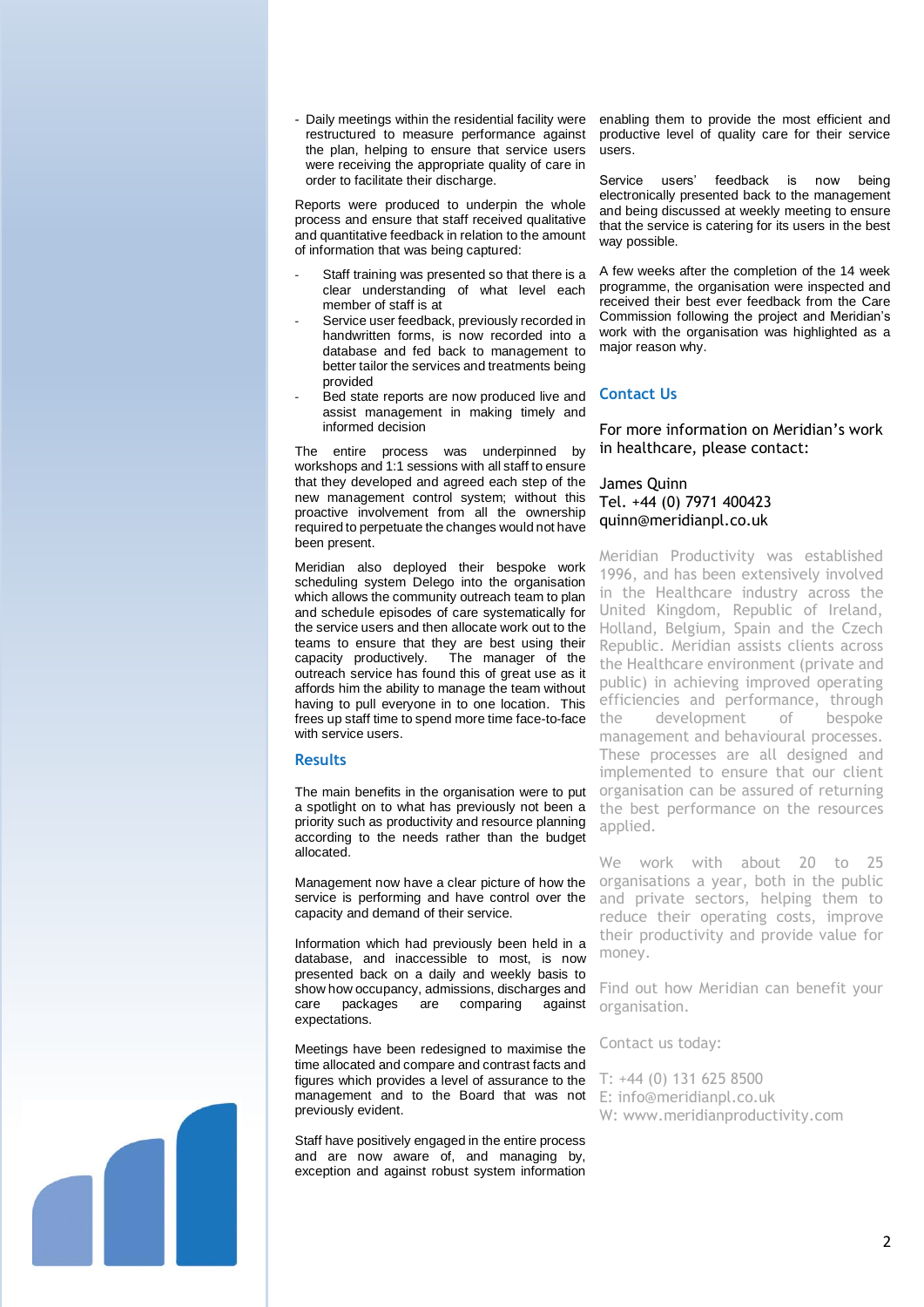- Daily meetings within the residential facility were restructured to measure performance against the plan, helping to ensure that service users were receiving the appropriate quality of care in order to facilitate their discharge.

Reports were produced to underpin the whole process and ensure that staff received qualitative and quantitative feedback in relation to the amount of information that was being captured:

- Staff training was presented so that there is a clear understanding of what level each member of staff is at
- Service user feedback, previously recorded in handwritten forms, is now recorded into a database and fed back to management to better tailor the services and treatments being provided
- Bed state reports are now produced live and assist management in making timely and informed decision

The entire process was underpinned by workshops and 1:1 sessions with all staff to ensure that they developed and agreed each step of the new management control system; without this proactive involvement from all the ownership required to perpetuate the changes would not have been present.

Meridian also deployed their bespoke work scheduling system Delego into the organisation which allows the community outreach team to plan and schedule episodes of care systematically for the service users and then allocate work out to the teams to ensure that they are best using their capacity productively. The manager of the outreach service has found this of great use as it affords him the ability to manage the team without having to pull everyone in to one location. This frees up staff time to spend more time face-to-face with service users.

## Results

The main benefits in the organisation were to put a spotlight on to what has previously not been a priority such as productivity and resource planning according to the needs rather than the budget allocated.

Management now have a clear picture of how the service is performing and have control over the capacity and demand of their service.

Information which had previously been held in a database, and inaccessible to most, is now presented back on a daily and weekly basis to show how occupancy, admissions, discharges and care packages are comparing against expectations.

Meetings have been redesigned to maximise the time allocated and compare and contrast facts and figures which provides a level of assurance to the management and to the Board that was not previously evident.

Staff have positively engaged in the entire process and are now aware of, and managing by, exception and against robust system information enabling them to provide the most efficient and productive level of quality care for their service users.

Service users' feedback is now being electronically presented back to the management and being discussed at weekly meeting to ensure that the service is catering for its users in the best way possible.

A few weeks after the completion of the 14 week programme, the organisation were inspected and received their best ever feedback from the Care Commission following the project and Meridian's work with the organisation was highlighted as a major reason why.

## Contact Us

For more information on Meridian's work in healthcare, please contact:

James Quinn
Tel. +44 (0) 7971 400423
quinn@meridianpl.co.uk

Meridian Productivity was established 1996, and has been extensively involved in the Healthcare industry across the United Kingdom, Republic of Ireland, Holland, Belgium, Spain and the Czech Republic. Meridian assists clients across the Healthcare environment (private and public) in achieving improved operating efficiencies and performance, through the development of bespoke management and behavioural processes. These processes are all designed and implemented to ensure that our client organisation can be assured of returning the best performance on the resources applied.

We work with about 20 to 25 organisations a year, both in the public and private sectors, helping them to reduce their operating costs, improve their productivity and provide value for money.

Find out how Meridian can benefit your organisation.

Contact us today:

T: +44 (0) 131 625 8500
E: info@meridianpl.co.uk
W: www.meridianproductivity.com